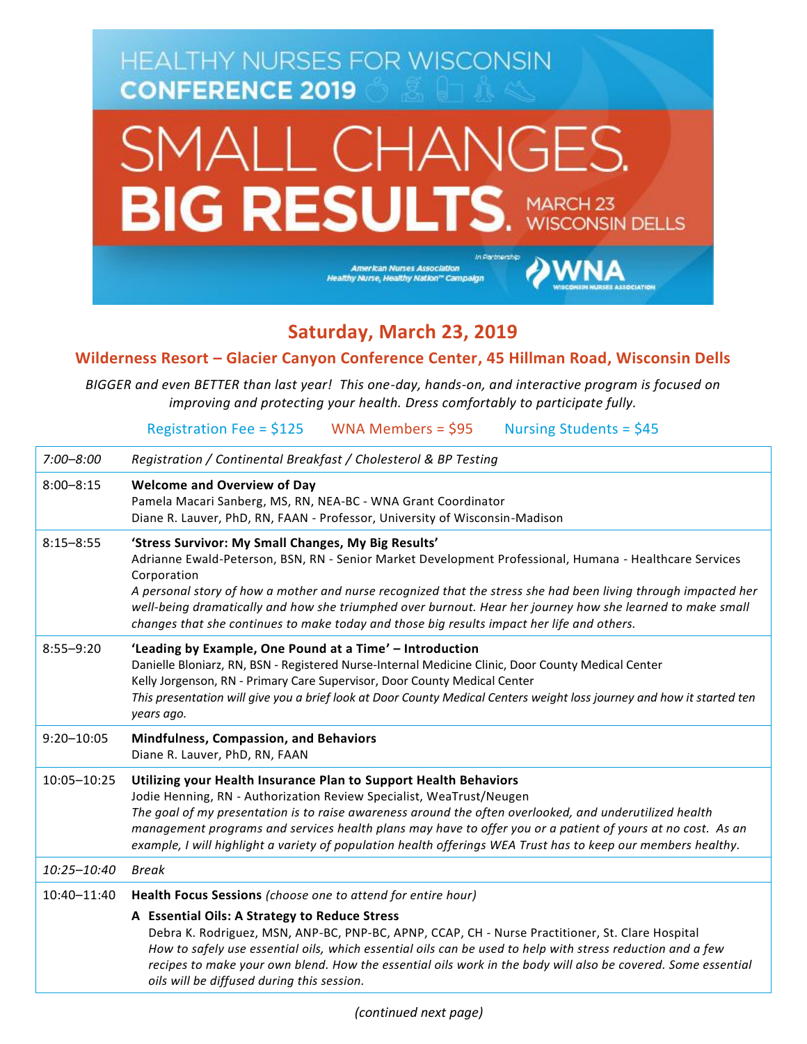# HEALTHY NURSES FOR WISCONSIN CONFERENCE 2019

# SMALL CHANGES. BIG RESULTS.

MARCH 23 WISCONSIN DELLS

American Nurses Association Healthy Nurse, Healthy Nation™ Campaign — In Partnership — WNA Wisconsin Nurses Association

## Saturday, March 23, 2019

### Wilderness Resort – Glacier Canyon Conference Center, 45 Hillman Road, Wisconsin Dells

*BIGGER and even BETTER than last year! This one-day, hands-on, and interactive program is focused on improving and protecting your health. Dress comfortably to participate fully.*

Registration Fee = $125   WNA Members = $95   Nursing Students = $45

| Time | Session |
|---|---|
| *7:00–8:00* | *Registration / Continental Breakfast / Cholesterol & BP Testing* |
| 8:00–8:15 | **Welcome and Overview of Day**<br>Pamela Macari Sanberg, MS, RN, NEA-BC - WNA Grant Coordinator<br>Diane R. Lauver, PhD, RN, FAAN - Professor, University of Wisconsin-Madison |
| 8:15–8:55 | **'Stress Survivor: My Small Changes, My Big Results'**<br>Adrianne Ewald-Peterson, BSN, RN - Senior Market Development Professional, Humana - Healthcare Services Corporation<br>*A personal story of how a mother and nurse recognized that the stress she had been living through impacted her well-being dramatically and how she triumphed over burnout. Hear her journey how she learned to make small changes that she continues to make today and those big results impact her life and others.* |
| 8:55–9:20 | **'Leading by Example, One Pound at a Time' – Introduction**<br>Danielle Bloniarz, RN, BSN - Registered Nurse-Internal Medicine Clinic, Door County Medical Center<br>Kelly Jorgenson, RN - Primary Care Supervisor, Door County Medical Center<br>*This presentation will give you a brief look at Door County Medical Centers weight loss journey and how it started ten years ago.* |
| 9:20–10:05 | **Mindfulness, Compassion, and Behaviors**<br>Diane R. Lauver, PhD, RN, FAAN |
| 10:05–10:25 | **Utilizing your Health Insurance Plan to Support Health Behaviors**<br>Jodie Henning, RN - Authorization Review Specialist, WeaTrust/Neugen<br>*The goal of my presentation is to raise awareness around the often overlooked, and underutilized health management programs and services health plans may have to offer you or a patient of yours at no cost. As an example, I will highlight a variety of population health offerings WEA Trust has to keep our members healthy.* |
| *10:25–10:40* | *Break* |
| 10:40–11:40 | **Health Focus Sessions** *(choose one to attend for entire hour)*<br>**A Essential Oils: A Strategy to Reduce Stress**<br>Debra K. Rodriguez, MSN, ANP-BC, PNP-BC, APNP, CCAP, CH - Nurse Practitioner, St. Clare Hospital<br>*How to safely use essential oils, which essential oils can be used to help with stress reduction and a few recipes to make your own blend. How the essential oils work in the body will also be covered. Some essential oils will be diffused during this session.* |

*(continued next page)*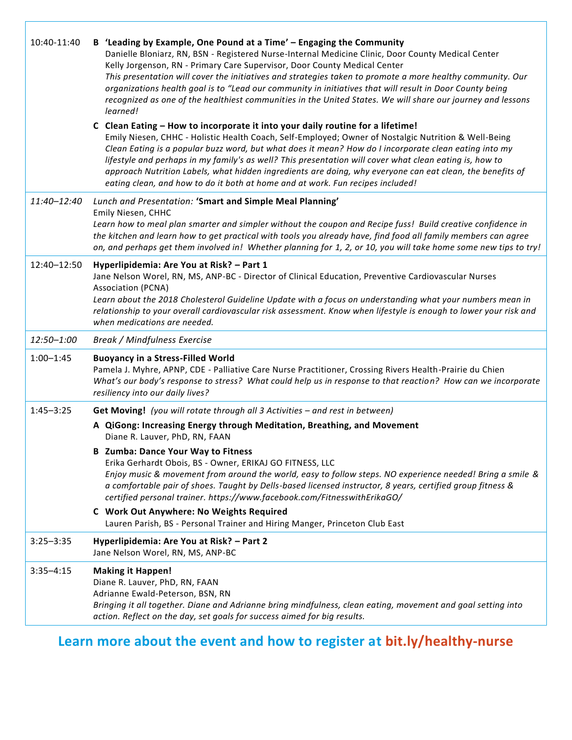| | |
|---|---|
| 10:40-11:40 | **B ‘Leading by Example, One Pound at a Time’ – Engaging the Community**<br>Danielle Bloniarz, RN, BSN - Registered Nurse-Internal Medicine Clinic, Door County Medical Center<br>Kelly Jorgenson, RN - Primary Care Supervisor, Door County Medical Center<br>*This presentation will cover the initiatives and strategies taken to promote a more healthy community. Our organizations health goal is to “Lead our community in initiatives that will result in Door County being recognized as one of the healthiest communities in the United States. We will share our journey and lessons learned!*<br><br>**C Clean Eating – How to incorporate it into your daily routine for a lifetime!**<br>Emily Niesen, CHHC - Holistic Health Coach, Self-Employed; Owner of Nostalgic Nutrition & Well-Being<br>*Clean Eating is a popular buzz word, but what does it mean? How do I incorporate clean eating into my lifestyle and perhaps in my family's as well? This presentation will cover what clean eating is, how to approach Nutrition Labels, what hidden ingredients are doing, why everyone can eat clean, the benefits of eating clean, and how to do it both at home and at work. Fun recipes included!* |
| *11:40–12:40* | *Lunch and Presentation:* **‘Smart and Simple Meal Planning’**<br>Emily Niesen, CHHC<br>*Learn how to meal plan smarter and simpler without the coupon and Recipe fuss! Build creative confidence in the kitchen and learn how to get practical with tools you already have, find food all family members can agree on, and perhaps get them involved in! Whether planning for 1, 2, or 10, you will take home some new tips to try!* |
| 12:40–12:50 | **Hyperlipidemia: Are You at Risk? – Part 1**<br>Jane Nelson Worel, RN, MS, ANP-BC - Director of Clinical Education, Preventive Cardiovascular Nurses Association (PCNA)<br>*Learn about the 2018 Cholesterol Guideline Update with a focus on understanding what your numbers mean in relationship to your overall cardiovascular risk assessment. Know when lifestyle is enough to lower your risk and when medications are needed.* |
| *12:50–1:00* | *Break / Mindfulness Exercise* |
| 1:00–1:45 | **Buoyancy in a Stress-Filled World**<br>Pamela J. Myhre, APNP, CDE - Palliative Care Nurse Practitioner, Crossing Rivers Health-Prairie du Chien<br>*What’s our body’s response to stress? What could help us in response to that reaction? How can we incorporate resiliency into our daily lives?* |
| 1:45–3:25 | **Get Moving!** *(you will rotate through all 3 Activities – and rest in between)*<br><br>**A QiGong: Increasing Energy through Meditation, Breathing, and Movement**<br>Diane R. Lauver, PhD, RN, FAAN<br><br>**B Zumba: Dance Your Way to Fitness**<br>Erika Gerhardt Obois, BS - Owner, ERIKAJ GO FITNESS, LLC<br>*Enjoy music & movement from around the world, easy to follow steps. NO experience needed! Bring a smile & a comfortable pair of shoes. Taught by Dells-based licensed instructor, 8 years, certified group fitness & certified personal trainer. https://www.facebook.com/FitnesswithErikaGO/*<br><br>**C Work Out Anywhere: No Weights Required**<br>Lauren Parish, BS - Personal Trainer and Hiring Manger, Princeton Club East |
| 3:25–3:35 | **Hyperlipidemia: Are You at Risk? – Part 2**<br>Jane Nelson Worel, RN, MS, ANP-BC |
| 3:35–4:15 | **Making it Happen!**<br>Diane R. Lauver, PhD, RN, FAAN<br>Adrianne Ewald-Peterson, BSN, RN<br>*Bringing it all together. Diane and Adrianne bring mindfulness, clean eating, movement and goal setting into action. Reflect on the day, set goals for success aimed for big results.* |

**Learn more about the event and how to register at bit.ly/healthy-nurse**